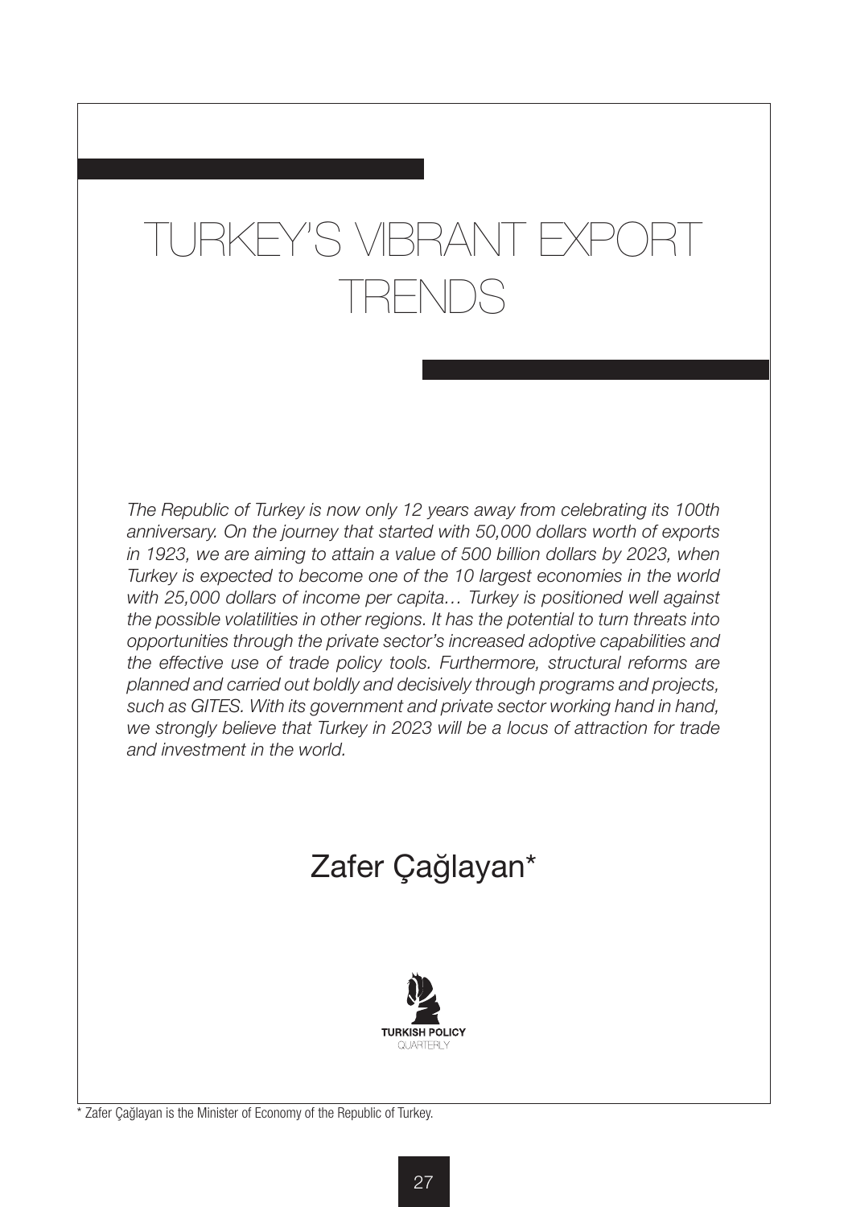# TURKEY'S VIBRANT EXPORT TRENDS

*The Republic of Turkey is now only 12 years away from celebrating its 100th anniversary. On the journey that started with 50,000 dollars worth of exports in 1923, we are aiming to attain a value of 500 billion dollars by 2023, when Turkey is expected to become one of the 10 largest economies in the world with 25,000 dollars of income per capita… Turkey is positioned well against the possible volatilities in other regions. It has the potential to turn threats into opportunities through the private sector's increased adoptive capabilities and the effective use of trade policy tools. Furthermore, structural reforms are planned and carried out boldly and decisively through programs and projects, such as GITES. With its government and private sector working hand in hand, we strongly believe that Turkey in 2023 will be a locus of attraction for trade and investment in the world.*

## Zafer Çağlayan*

TURKISH POLICY QUARTERLY

\* Zafer Çağlayan is the Minister of Economy of the Republic of Turkey.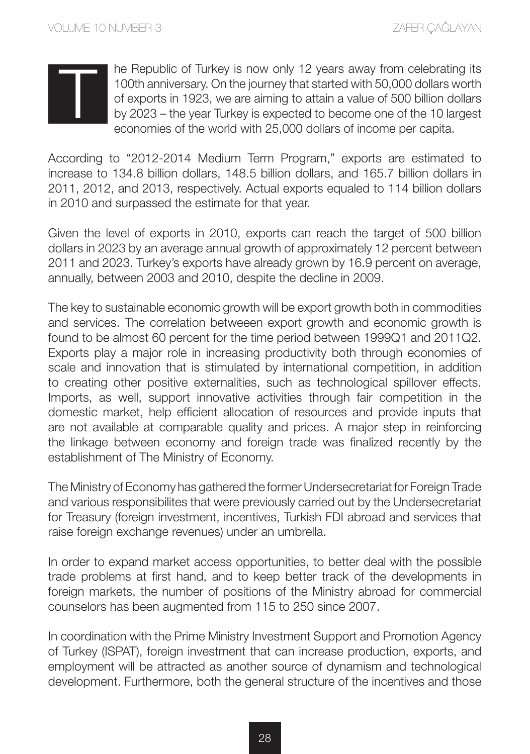The Republic of Turkey is now only 12 years away from celebrating its 100th anniversary. On the journey that started with 50,000 dollars worth of exports in 1923, we are aiming to attain a value of 500 billion dollars by 2023 – the year Turkey is expected to become one of the 10 largest economies of the world with 25,000 dollars of income per capita.

According to "2012-2014 Medium Term Program," exports are estimated to increase to 134.8 billion dollars, 148.5 billion dollars, and 165.7 billion dollars in 2011, 2012, and 2013, respectively. Actual exports equaled to 114 billion dollars in 2010 and surpassed the estimate for that year.

Given the level of exports in 2010, exports can reach the target of 500 billion dollars in 2023 by an average annual growth of approximately 12 percent between 2011 and 2023. Turkey's exports have already grown by 16.9 percent on average, annually, between 2003 and 2010, despite the decline in 2009.

The key to sustainable economic growth will be export growth both in commodities and services. The correlation betweeen export growth and economic growth is found to be almost 60 percent for the time period between 1999Q1 and 2011Q2. Exports play a major role in increasing productivity both through economies of scale and innovation that is stimulated by international competition, in addition to creating other positive externalities, such as technological spillover effects. Imports, as well, support innovative activities through fair competition in the domestic market, help efficient allocation of resources and provide inputs that are not available at comparable quality and prices. A major step in reinforcing the linkage between economy and foreign trade was finalized recently by the establishment of The Ministry of Economy.

The Ministry of Economy has gathered the former Undersecretariat for Foreign Trade and various responsibilites that were previously carried out by the Undersecretariat for Treasury (foreign investment, incentives, Turkish FDI abroad and services that raise foreign exchange revenues) under an umbrella.

In order to expand market access opportunities, to better deal with the possible trade problems at first hand, and to keep better track of the developments in foreign markets, the number of positions of the Ministry abroad for commercial counselors has been augmented from 115 to 250 since 2007.

In coordination with the Prime Ministry Investment Support and Promotion Agency of Turkey (ISPAT), foreign investment that can increase production, exports, and employment will be attracted as another source of dynamism and technological development. Furthermore, both the general structure of the incentives and those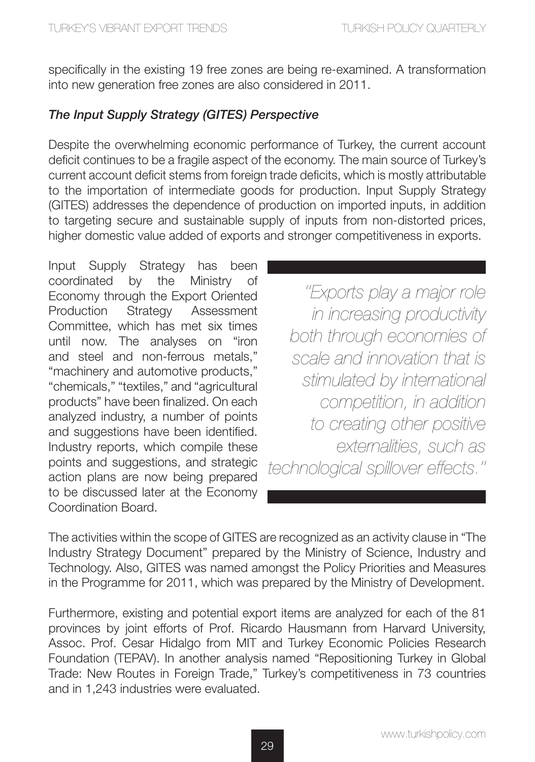specifically in the existing 19 free zones are being re-examined. A transformation into new generation free zones are also considered in 2011.

### *The Input Supply Strategy (GITES) Perspective*

Despite the overwhelming economic performance of Turkey, the current account deficit continues to be a fragile aspect of the economy. The main source of Turkey's current account deficit stems from foreign trade deficits, which is mostly attributable to the importation of intermediate goods for production. Input Supply Strategy (GITES) addresses the dependence of production on imported inputs, in addition to targeting secure and sustainable supply of inputs from non-distorted prices, higher domestic value added of exports and stronger competitiveness in exports.

Input Supply Strategy has been coordinated by the Ministry of Economy through the Export Oriented Production Strategy Assessment Committee, which has met six times until now. The analyses on "iron and steel and non-ferrous metals," "machinery and automotive products," "chemicals," "textiles," and "agricultural products" have been finalized. On each analyzed industry, a number of points and suggestions have been identified. Industry reports, which compile these points and suggestions, and strategic action plans are now being prepared to be discussed later at the Economy Coordination Board.

> *"Exports play a major role in increasing productivity both through economies of scale and innovation that is stimulated by international competition, in addition to creating other positive externalities, such as technological spillover effects."*

The activities within the scope of GITES are recognized as an activity clause in "The Industry Strategy Document" prepared by the Ministry of Science, Industry and Technology. Also, GITES was named amongst the Policy Priorities and Measures in the Programme for 2011, which was prepared by the Ministry of Development.

Furthermore, existing and potential export items are analyzed for each of the 81 provinces by joint efforts of Prof. Ricardo Hausmann from Harvard University, Assoc. Prof. Cesar Hidalgo from MIT and Turkey Economic Policies Research Foundation (TEPAV). In another analysis named "Repositioning Turkey in Global Trade: New Routes in Foreign Trade," Turkey's competitiveness in 73 countries and in 1,243 industries were evaluated.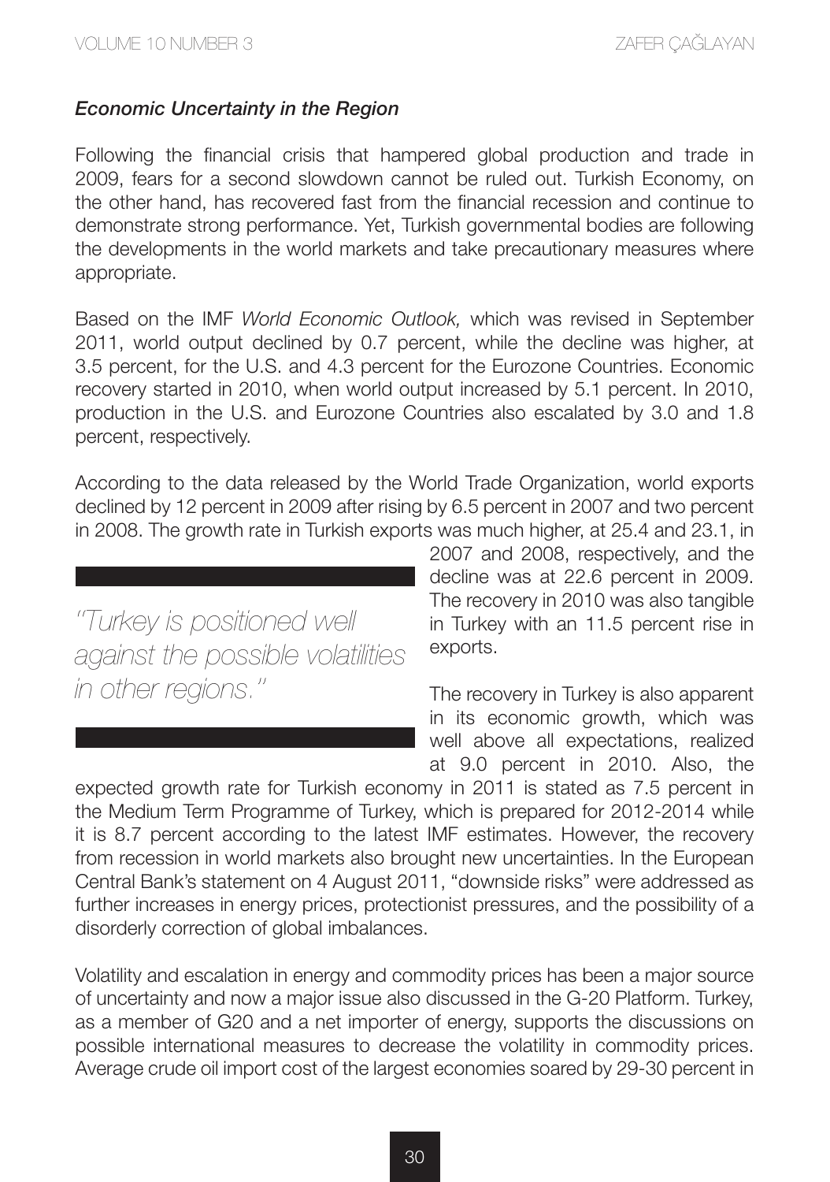### *Economic Uncertainty in the Region*

Following the financial crisis that hampered global production and trade in 2009, fears for a second slowdown cannot be ruled out. Turkish Economy, on the other hand, has recovered fast from the financial recession and continue to demonstrate strong performance. Yet, Turkish governmental bodies are following the developments in the world markets and take precautionary measures where appropriate.

Based on the IMF *World Economic Outlook,* which was revised in September 2011, world output declined by 0.7 percent, while the decline was higher, at 3.5 percent, for the U.S. and 4.3 percent for the Eurozone Countries. Economic recovery started in 2010, when world output increased by 5.1 percent. In 2010, production in the U.S. and Eurozone Countries also escalated by 3.0 and 1.8 percent, respectively.

According to the data released by the World Trade Organization, world exports declined by 12 percent in 2009 after rising by 6.5 percent in 2007 and two percent in 2008. The growth rate in Turkish exports was much higher, at 25.4 and 23.1, in 2007 and 2008, respectively, and the decline was at 22.6 percent in 2009. The recovery in 2010 was also tangible in Turkey with an 11.5 percent rise in exports.

> *"Turkey is positioned well against the possible volatilities in other regions."*

The recovery in Turkey is also apparent in its economic growth, which was well above all expectations, realized at 9.0 percent in 2010. Also, the expected growth rate for Turkish economy in 2011 is stated as 7.5 percent in the Medium Term Programme of Turkey, which is prepared for 2012-2014 while it is 8.7 percent according to the latest IMF estimates. However, the recovery from recession in world markets also brought new uncertainties. In the European Central Bank's statement on 4 August 2011, "downside risks" were addressed as further increases in energy prices, protectionist pressures, and the possibility of a disorderly correction of global imbalances.

Volatility and escalation in energy and commodity prices has been a major source of uncertainty and now a major issue also discussed in the G-20 Platform. Turkey, as a member of G20 and a net importer of energy, supports the discussions on possible international measures to decrease the volatility in commodity prices. Average crude oil import cost of the largest economies soared by 29-30 percent in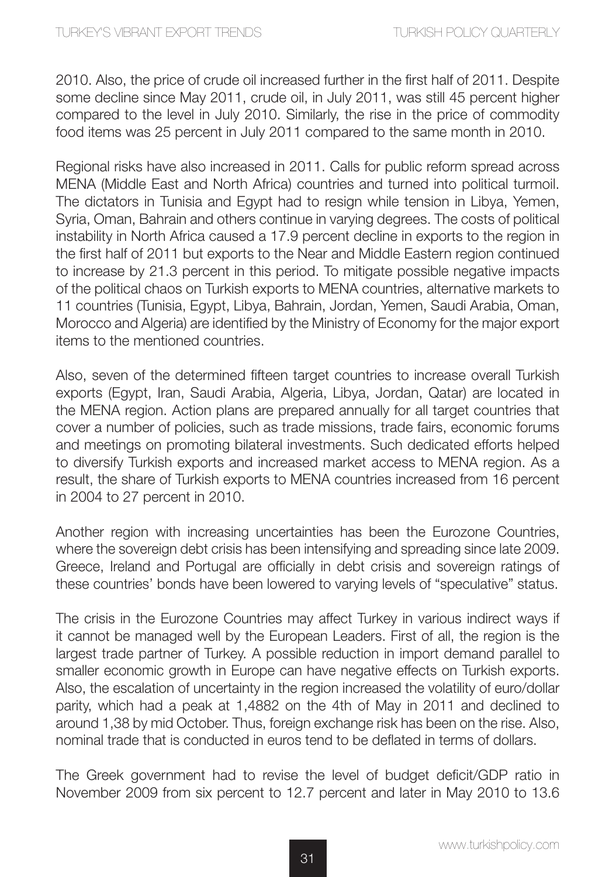2010. Also, the price of crude oil increased further in the first half of 2011. Despite some decline since May 2011, crude oil, in July 2011, was still 45 percent higher compared to the level in July 2010. Similarly, the rise in the price of commodity food items was 25 percent in July 2011 compared to the same month in 2010.

Regional risks have also increased in 2011. Calls for public reform spread across MENA (Middle East and North Africa) countries and turned into political turmoil. The dictators in Tunisia and Egypt had to resign while tension in Libya, Yemen, Syria, Oman, Bahrain and others continue in varying degrees. The costs of political instability in North Africa caused a 17.9 percent decline in exports to the region in the first half of 2011 but exports to the Near and Middle Eastern region continued to increase by 21.3 percent in this period. To mitigate possible negative impacts of the political chaos on Turkish exports to MENA countries, alternative markets to 11 countries (Tunisia, Egypt, Libya, Bahrain, Jordan, Yemen, Saudi Arabia, Oman, Morocco and Algeria) are identified by the Ministry of Economy for the major export items to the mentioned countries.

Also, seven of the determined fifteen target countries to increase overall Turkish exports (Egypt, Iran, Saudi Arabia, Algeria, Libya, Jordan, Qatar) are located in the MENA region. Action plans are prepared annually for all target countries that cover a number of policies, such as trade missions, trade fairs, economic forums and meetings on promoting bilateral investments. Such dedicated efforts helped to diversify Turkish exports and increased market access to MENA region. As a result, the share of Turkish exports to MENA countries increased from 16 percent in 2004 to 27 percent in 2010.

Another region with increasing uncertainties has been the Eurozone Countries, where the sovereign debt crisis has been intensifying and spreading since late 2009. Greece, Ireland and Portugal are officially in debt crisis and sovereign ratings of these countries' bonds have been lowered to varying levels of "speculative" status.

The crisis in the Eurozone Countries may affect Turkey in various indirect ways if it cannot be managed well by the European Leaders. First of all, the region is the largest trade partner of Turkey. A possible reduction in import demand parallel to smaller economic growth in Europe can have negative effects on Turkish exports. Also, the escalation of uncertainty in the region increased the volatility of euro/dollar parity, which had a peak at 1,4882 on the 4th of May in 2011 and declined to around 1,38 by mid October. Thus, foreign exchange risk has been on the rise. Also, nominal trade that is conducted in euros tend to be deflated in terms of dollars.

The Greek government had to revise the level of budget deficit/GDP ratio in November 2009 from six percent to 12.7 percent and later in May 2010 to 13.6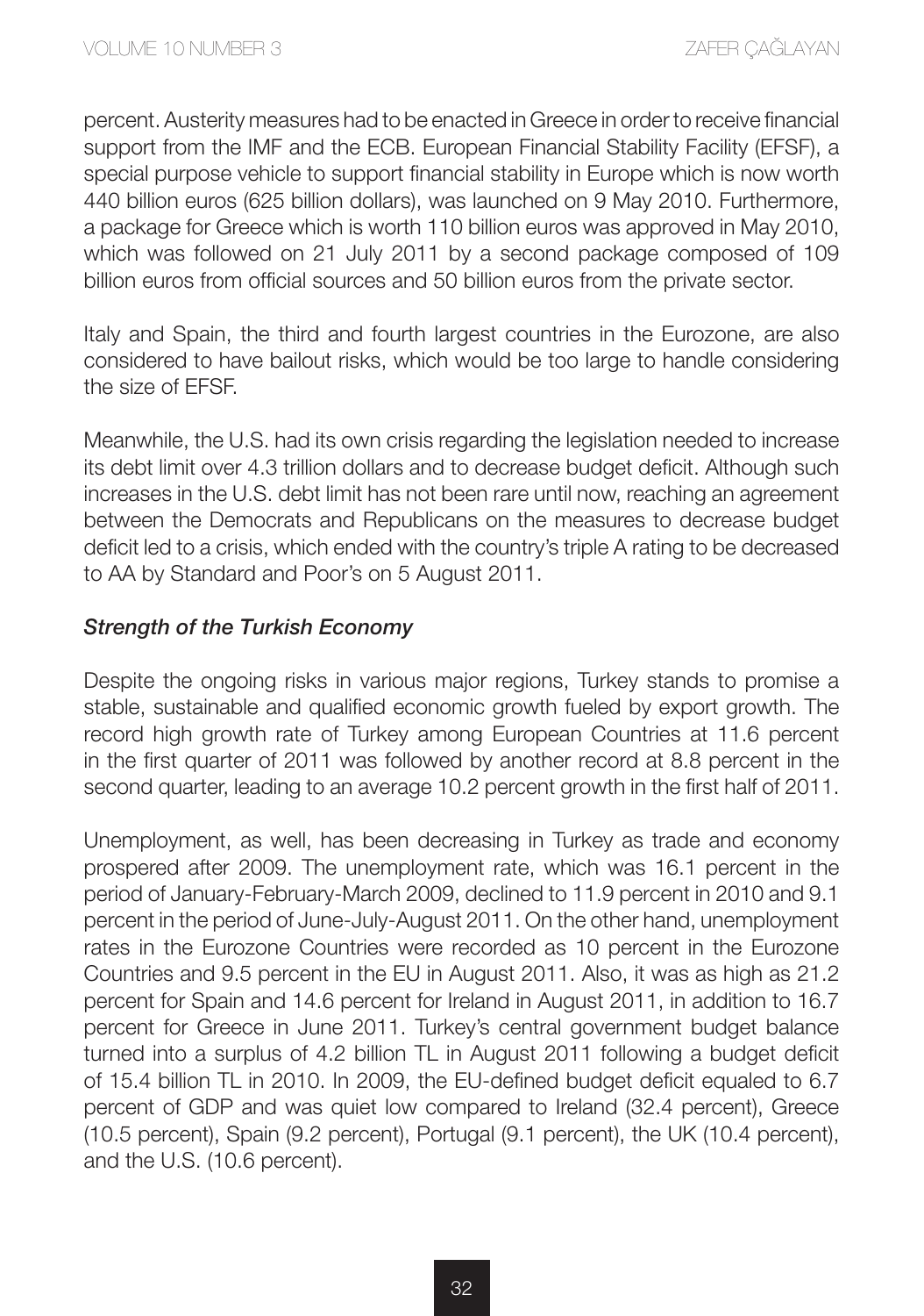percent. Austerity measures had to be enacted in Greece in order to receive financial support from the IMF and the ECB. European Financial Stability Facility (EFSF), a special purpose vehicle to support financial stability in Europe which is now worth 440 billion euros (625 billion dollars), was launched on 9 May 2010. Furthermore, a package for Greece which is worth 110 billion euros was approved in May 2010, which was followed on 21 July 2011 by a second package composed of 109 billion euros from official sources and 50 billion euros from the private sector.

Italy and Spain, the third and fourth largest countries in the Eurozone, are also considered to have bailout risks, which would be too large to handle considering the size of EFSF.

Meanwhile, the U.S. had its own crisis regarding the legislation needed to increase its debt limit over 4.3 trillion dollars and to decrease budget deficit. Although such increases in the U.S. debt limit has not been rare until now, reaching an agreement between the Democrats and Republicans on the measures to decrease budget deficit led to a crisis, which ended with the country's triple A rating to be decreased to AA by Standard and Poor's on 5 August 2011.

### *Strength of the Turkish Economy*

Despite the ongoing risks in various major regions, Turkey stands to promise a stable, sustainable and qualified economic growth fueled by export growth. The record high growth rate of Turkey among European Countries at 11.6 percent in the first quarter of 2011 was followed by another record at 8.8 percent in the second quarter, leading to an average 10.2 percent growth in the first half of 2011.

Unemployment, as well, has been decreasing in Turkey as trade and economy prospered after 2009. The unemployment rate, which was 16.1 percent in the period of January-February-March 2009, declined to 11.9 percent in 2010 and 9.1 percent in the period of June-July-August 2011. On the other hand, unemployment rates in the Eurozone Countries were recorded as 10 percent in the Eurozone Countries and 9.5 percent in the EU in August 2011. Also, it was as high as 21.2 percent for Spain and 14.6 percent for Ireland in August 2011, in addition to 16.7 percent for Greece in June 2011. Turkey's central government budget balance turned into a surplus of 4.2 billion TL in August 2011 following a budget deficit of 15.4 billion TL in 2010. In 2009, the EU-defined budget deficit equaled to 6.7 percent of GDP and was quiet low compared to Ireland (32.4 percent), Greece (10.5 percent), Spain (9.2 percent), Portugal (9.1 percent), the UK (10.4 percent), and the U.S. (10.6 percent).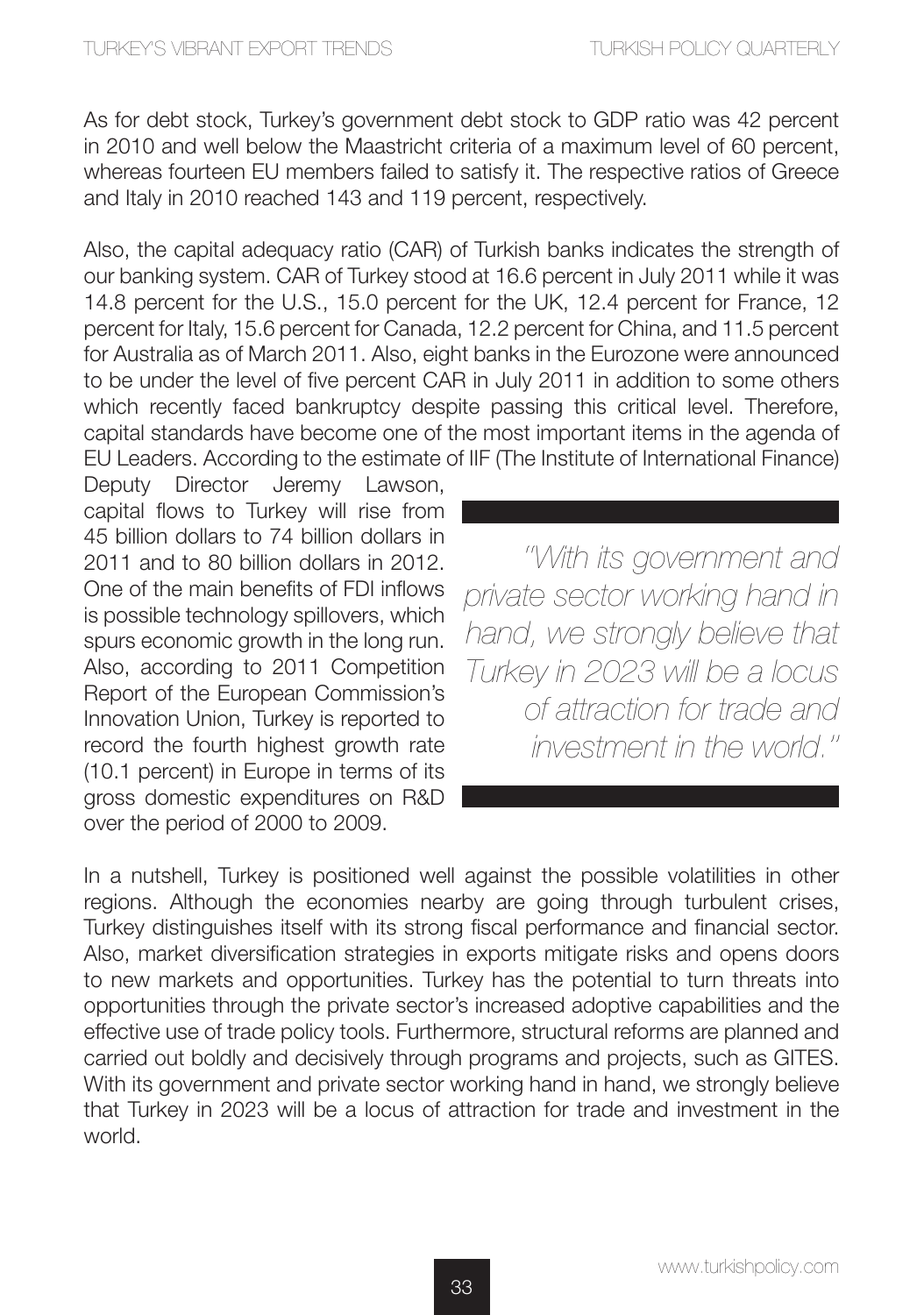As for debt stock, Turkey's government debt stock to GDP ratio was 42 percent in 2010 and well below the Maastricht criteria of a maximum level of 60 percent, whereas fourteen EU members failed to satisfy it. The respective ratios of Greece and Italy in 2010 reached 143 and 119 percent, respectively.

Also, the capital adequacy ratio (CAR) of Turkish banks indicates the strength of our banking system. CAR of Turkey stood at 16.6 percent in July 2011 while it was 14.8 percent for the U.S., 15.0 percent for the UK, 12.4 percent for France, 12 percent for Italy, 15.6 percent for Canada, 12.2 percent for China, and 11.5 percent for Australia as of March 2011. Also, eight banks in the Eurozone were announced to be under the level of five percent CAR in July 2011 in addition to some others which recently faced bankruptcy despite passing this critical level. Therefore, capital standards have become one of the most important items in the agenda of EU Leaders. According to the estimate of IIF (The Institute of International Finance) Deputy Director Jeremy Lawson, capital flows to Turkey will rise from 45 billion dollars to 74 billion dollars in 2011 and to 80 billion dollars in 2012. One of the main benefits of FDI inflows is possible technology spillovers, which spurs economic growth in the long run. Also, according to 2011 Competition Report of the European Commission's Innovation Union, Turkey is reported to record the fourth highest growth rate (10.1 percent) in Europe in terms of its gross domestic expenditures on R&D over the period of 2000 to 2009.

> *"With its government and private sector working hand in hand, we strongly believe that Turkey in 2023 will be a locus of attraction for trade and investment in the world."*

In a nutshell, Turkey is positioned well against the possible volatilities in other regions. Although the economies nearby are going through turbulent crises, Turkey distinguishes itself with its strong fiscal performance and financial sector. Also, market diversification strategies in exports mitigate risks and opens doors to new markets and opportunities. Turkey has the potential to turn threats into opportunities through the private sector's increased adoptive capabilities and the effective use of trade policy tools. Furthermore, structural reforms are planned and carried out boldly and decisively through programs and projects, such as GITES. With its government and private sector working hand in hand, we strongly believe that Turkey in 2023 will be a locus of attraction for trade and investment in the world.